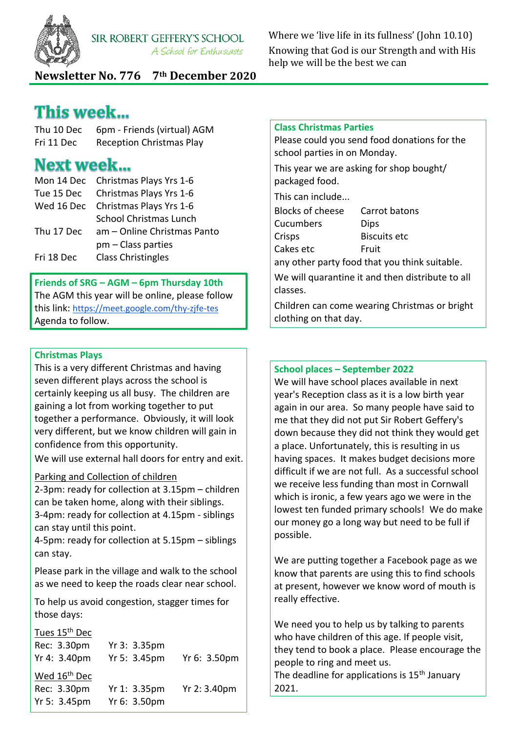SIR ROBERT GEFFERY'S SCHOOL
*A School for Enthusiasts*

Where we 'live life in its fullness' (John 10.10)
Knowing that God is our Strength and with His help we will be the best we can

**Newsletter No. 776    7th December 2020**

## This week...

| | |
|---|---|
| Thu 10 Dec | 6pm - Friends (virtual) AGM |
| Fri 11 Dec | Reception Christmas Play |

## Next week...

| | |
|---|---|
| Mon 14 Dec | Christmas Plays Yrs 1-6 |
| Tue 15 Dec | Christmas Plays Yrs 1-6 |
| Wed 16 Dec | Christmas Plays Yrs 1-6 |
| | School Christmas Lunch |
| Thu 17 Dec | am – Online Christmas Panto |
| | pm – Class parties |
| Fri 18 Dec | Class Christingles |

### Friends of SRG – AGM – 6pm Thursday 10th

The AGM this year will be online, please follow this link: https://meet.google.com/thy-zjfe-tes
Agenda to follow.

### Christmas Plays

This is a very different Christmas and having seven different plays across the school is certainly keeping us all busy. The children are gaining a lot from working together to put together a performance. Obviously, it will look very different, but we know children will gain in confidence from this opportunity.

We will use external hall doors for entry and exit.

Parking and Collection of children

2-3pm: ready for collection at 3.15pm – children can be taken home, along with their siblings.
3-4pm: ready for collection at 4.15pm - siblings can stay until this point.
4-5pm: ready for collection at 5.15pm – siblings can stay.

Please park in the village and walk to the school as we need to keep the roads clear near school.

To help us avoid congestion, stagger times for those days:

Tues 15th Dec

| | | |
|---|---|---|
| Rec: 3.30pm | Yr 3: 3.35pm | |
| Yr 4: 3.40pm | Yr 5: 3.45pm | Yr 6: 3.50pm |

Wed 16th Dec

| | | |
|---|---|---|
| Rec: 3.30pm | Yr 1: 3.35pm | Yr 2: 3.40pm |
| Yr 5: 3.45pm | Yr 6: 3.50pm | |

### Class Christmas Parties

Please could you send food donations for the school parties in on Monday.

This year we are asking for shop bought/ packaged food.

This can include...

| | |
|---|---|
| Blocks of cheese | Carrot batons |
| Cucumbers | Dips |
| Crisps | Biscuits etc |
| Cakes etc | Fruit |

any other party food that you think suitable.

We will quarantine it and then distribute to all classes.

Children can come wearing Christmas or bright clothing on that day.

### School places – September 2022

We will have school places available in next year's Reception class as it is a low birth year again in our area. So many people have said to me that they did not put Sir Robert Geffery's down because they did not think they would get a place. Unfortunately, this is resulting in us having spaces. It makes budget decisions more difficult if we are not full. As a successful school we receive less funding than most in Cornwall which is ironic, a few years ago we were in the lowest ten funded primary schools! We do make our money go a long way but need to be full if possible.

We are putting together a Facebook page as we know that parents are using this to find schools at present, however we know word of mouth is really effective.

We need you to help us by talking to parents who have children of this age. If people visit, they tend to book a place. Please encourage the people to ring and meet us.
The deadline for applications is 15th January 2021.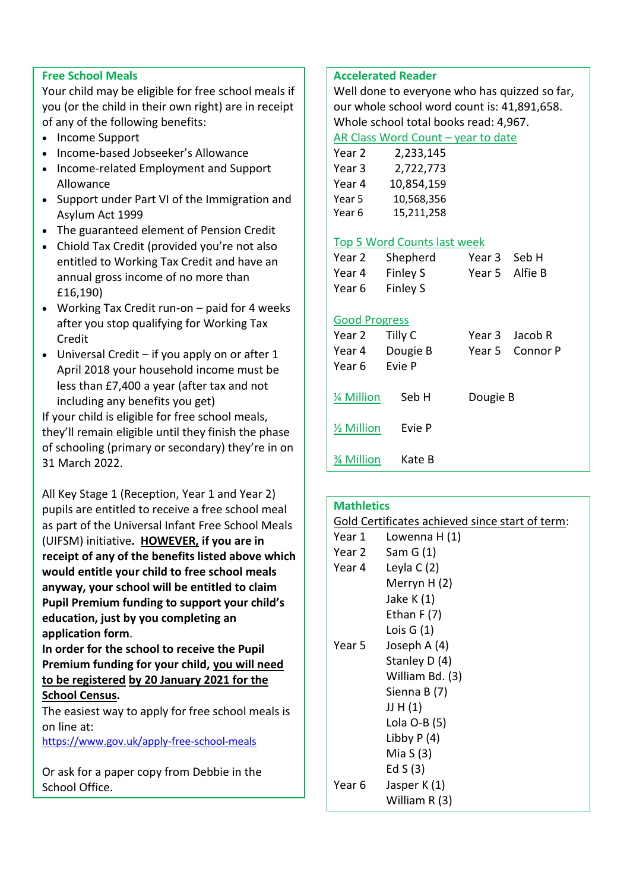## Free School Meals

Your child may be eligible for free school meals if you (or the child in their own right) are in receipt of any of the following benefits:

- Income Support
- Income-based Jobseeker's Allowance
- Income-related Employment and Support Allowance
- Support under Part VI of the Immigration and Asylum Act 1999
- The guaranteed element of Pension Credit
- Chiold Tax Credit (provided you're not also entitled to Working Tax Credit and have an annual gross income of no more than £16,190)
- Working Tax Credit run-on – paid for 4 weeks after you stop qualifying for Working Tax Credit
- Universal Credit – if you apply on or after 1 April 2018 your household income must be less than £7,400 a year (after tax and not including any benefits you get)

If your child is eligible for free school meals, they'll remain eligible until they finish the phase of schooling (primary or secondary) they're in on 31 March 2022.

All Key Stage 1 (Reception, Year 1 and Year 2) pupils are entitled to receive a free school meal as part of the Universal Infant Free School Meals (UIFSM) initiative. **<u>HOWEVER,</u> if you are in receipt of any of the benefits listed above which would entitle your child to free school meals anyway, your school will be entitled to claim Pupil Premium funding to support your child's education, just by you completing an application form**.

**In order for the school to receive the Pupil Premium funding for your child, <u>you will need to be registered</u> <u>by 20 January 2021 for the School Census</u>.**

The easiest way to apply for free school meals is on line at:
https://www.gov.uk/apply-free-school-meals

Or ask for a paper copy from Debbie in the School Office.

## Accelerated Reader

Well done to everyone who has quizzed so far, our whole school word count is: 41,891,658.
Whole school total books read: 4,967.

<u>AR Class Word Count – year to date</u>

| | |
|---|---|
| Year 2 | 2,233,145 |
| Year 3 | 2,722,773 |
| Year 4 | 10,854,159 |
| Year 5 | 10,568,356 |
| Year 6 | 15,211,258 |

<u>Top 5 Word Counts last week</u>

| | | | |
|---|---|---|---|
| Year 2 | Shepherd | Year 3 | Seb H |
| Year 4 | Finley S | Year 5 | Alfie B |
| Year 6 | Finley S | | |

<u>Good Progress</u>

| | | | |
|---|---|---|---|
| Year 2 | Tilly C | Year 3 | Jacob R |
| Year 4 | Dougie B | Year 5 | Connor P |
| Year 6 | Evie P | | |

<u>¼ Million</u> Seb H, Dougie B

<u>½ Million</u> Evie P

<u>¾ Million</u> Kate B

## Mathletics

<u>Gold Certificates achieved since start of term</u>:

| | |
|---|---|
| Year 1 | Lowenna H (1) |
| Year 2 | Sam G (1) |
| Year 4 | Leyla C (2) |
| | Merryn H (2) |
| | Jake K (1) |
| | Ethan F (7) |
| | Lois G (1) |
| Year 5 | Joseph A (4) |
| | Stanley D (4) |
| | William Bd. (3) |
| | Sienna B (7) |
| | JJ H (1) |
| | Lola O-B (5) |
| | Libby P (4) |
| | Mia S (3) |
| | Ed S (3) |
| Year 6 | Jasper K (1) |
| | William R (3) |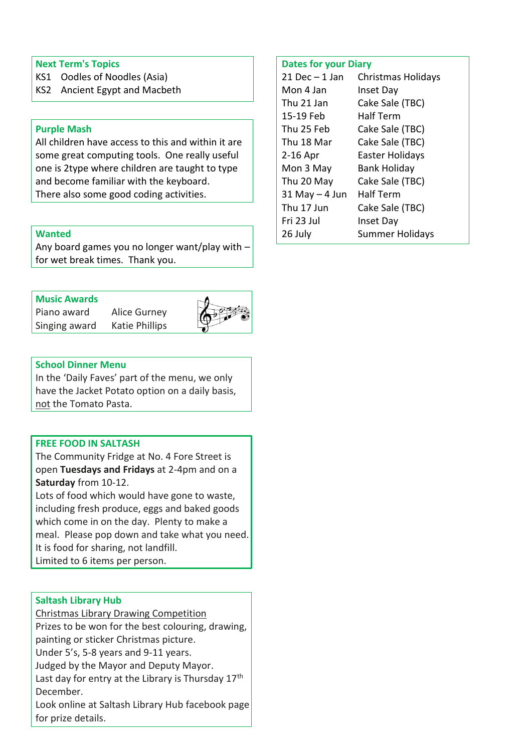## Next Term's Topics

| | |
|---|---|
| KS1 | Oodles of Noodles (Asia) |
| KS2 | Ancient Egypt and Macbeth |

## Purple Mash

All children have access to this and within it are some great computing tools. One really useful one is 2type where children are taught to type and become familiar with the keyboard.
There also some good coding activities.

## Wanted

Any board games you no longer want/play with – for wet break times. Thank you.

## Music Awards

| | |
|---|---|
| Piano award | Alice Gurney |
| Singing award | Katie Phillips |

## School Dinner Menu

In the 'Daily Faves' part of the menu, we only have the Jacket Potato option on a daily basis, not the Tomato Pasta.

## FREE FOOD IN SALTASH

The Community Fridge at No. 4 Fore Street is open **Tuesdays and Fridays** at 2-4pm and on a **Saturday** from 10-12.
Lots of food which would have gone to waste, including fresh produce, eggs and baked goods which come in on the day. Plenty to make a meal. Please pop down and take what you need. It is food for sharing, not landfill.
Limited to 6 items per person.

## Saltash Library Hub

Christmas Library Drawing Competition
Prizes to be won for the best colouring, drawing, painting or sticker Christmas picture.
Under 5's, 5-8 years and 9-11 years.
Judged by the Mayor and Deputy Mayor.
Last day for entry at the Library is Thursday 17th December.
Look online at Saltash Library Hub facebook page for prize details.

## Dates for your Diary

| | |
|---|---|
| 21 Dec – 1 Jan | Christmas Holidays |
| Mon 4 Jan | Inset Day |
| Thu 21 Jan | Cake Sale (TBC) |
| 15-19 Feb | Half Term |
| Thu 25 Feb | Cake Sale (TBC) |
| Thu 18 Mar | Cake Sale (TBC) |
| 2-16 Apr | Easter Holidays |
| Mon 3 May | Bank Holiday |
| Thu 20 May | Cake Sale (TBC) |
| 31 May – 4 Jun | Half Term |
| Thu 17 Jun | Cake Sale (TBC) |
| Fri 23 Jul | Inset Day |
| 26 July | Summer Holidays |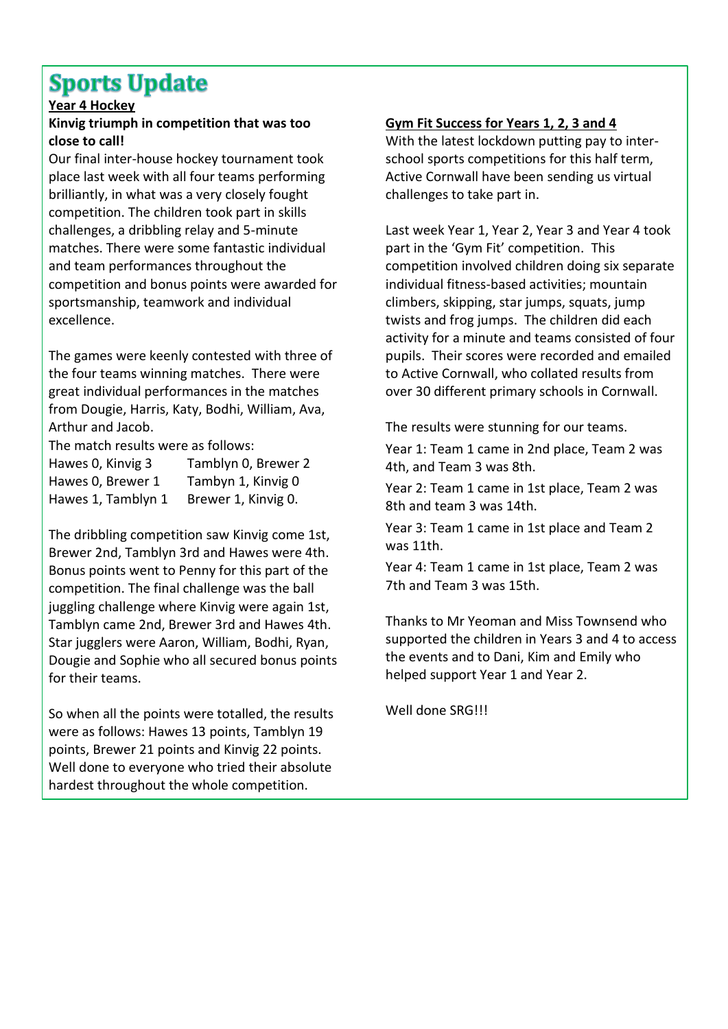# Sports Update

## Year 4 Hockey

**Kinvig triumph in competition that was too close to call!**

Our final inter-house hockey tournament took place last week with all four teams performing brilliantly, in what was a very closely fought competition. The children took part in skills challenges, a dribbling relay and 5-minute matches. There were some fantastic individual and team performances throughout the competition and bonus points were awarded for sportsmanship, teamwork and individual excellence.

The games were keenly contested with three of the four teams winning matches. There were great individual performances in the matches from Dougie, Harris, Katy, Bodhi, William, Ava, Arthur and Jacob.

The match results were as follows:

| | |
|---|---|
| Hawes 0, Kinvig 3 | Tamblyn 0, Brewer 2 |
| Hawes 0, Brewer 1 | Tambyn 1, Kinvig 0 |
| Hawes 1, Tamblyn 1 | Brewer 1, Kinvig 0. |

The dribbling competition saw Kinvig come 1st, Brewer 2nd, Tamblyn 3rd and Hawes were 4th. Bonus points went to Penny for this part of the competition. The final challenge was the ball juggling challenge where Kinvig were again 1st, Tamblyn came 2nd, Brewer 3rd and Hawes 4th. Star jugglers were Aaron, William, Bodhi, Ryan, Dougie and Sophie who all secured bonus points for their teams.

So when all the points were totalled, the results were as follows: Hawes 13 points, Tamblyn 19 points, Brewer 21 points and Kinvig 22 points. Well done to everyone who tried their absolute hardest throughout the whole competition.

## Gym Fit Success for Years 1, 2, 3 and 4

With the latest lockdown putting pay to inter-school sports competitions for this half term, Active Cornwall have been sending us virtual challenges to take part in.

Last week Year 1, Year 2, Year 3 and Year 4 took part in the 'Gym Fit' competition. This competition involved children doing six separate individual fitness-based activities; mountain climbers, skipping, star jumps, squats, jump twists and frog jumps. The children did each activity for a minute and teams consisted of four pupils. Their scores were recorded and emailed to Active Cornwall, who collated results from over 30 different primary schools in Cornwall.

The results were stunning for our teams.

Year 1: Team 1 came in 2nd place, Team 2 was 4th, and Team 3 was 8th.

Year 2: Team 1 came in 1st place, Team 2 was 8th and team 3 was 14th.

Year 3: Team 1 came in 1st place and Team 2 was 11th.

Year 4: Team 1 came in 1st place, Team 2 was 7th and Team 3 was 15th.

Thanks to Mr Yeoman and Miss Townsend who supported the children in Years 3 and 4 to access the events and to Dani, Kim and Emily who helped support Year 1 and Year 2.

Well done SRG!!!